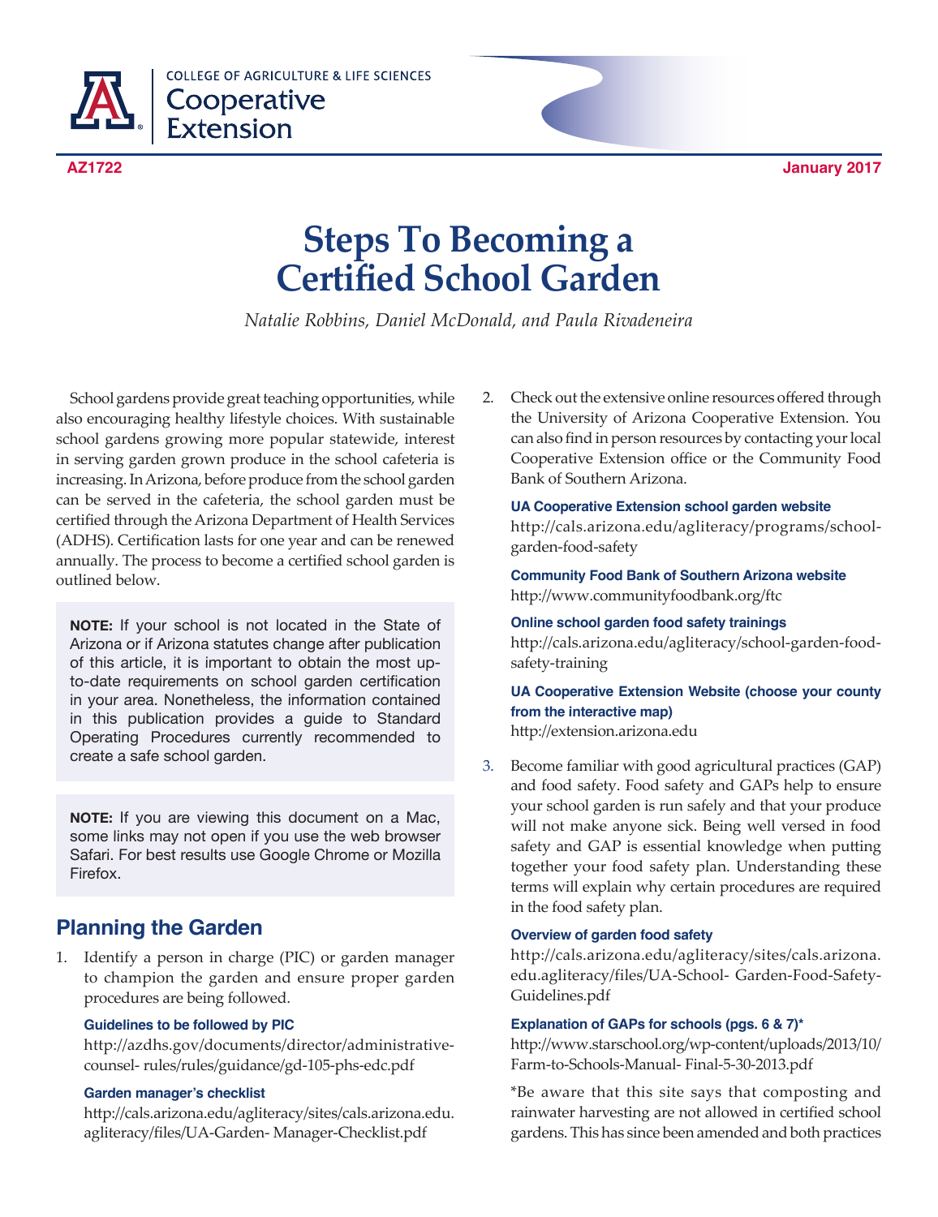COLLEGE OF AGRICULTURE & LIFE SCIENCES
Cooperative Extension

AZ1722 January 2017

# Steps To Becoming a Certified School Garden

*Natalie Robbins, Daniel McDonald, and Paula Rivadeneira*

School gardens provide great teaching opportunities, while also encouraging healthy lifestyle choices. With sustainable school gardens growing more popular statewide, interest in serving garden grown produce in the school cafeteria is increasing. In Arizona, before produce from the school garden can be served in the cafeteria, the school garden must be certified through the Arizona Department of Health Services (ADHS). Certification lasts for one year and can be renewed annually. The process to become a certified school garden is outlined below.

> **NOTE:** If your school is not located in the State of Arizona or if Arizona statutes change after publication of this article, it is important to obtain the most up-to-date requirements on school garden certification in your area. Nonetheless, the information contained in this publication provides a guide to Standard Operating Procedures currently recommended to create a safe school garden.

> **NOTE:** If you are viewing this document on a Mac, some links may not open if you use the web browser Safari. For best results use Google Chrome or Mozilla Firefox.

## Planning the Garden

1. Identify a person in charge (PIC) or garden manager to champion the garden and ensure proper garden procedures are being followed.

   **Guidelines to be followed by PIC**
   http://azdhs.gov/documents/director/administrative-counsel- rules/rules/guidance/gd-105-phs-edc.pdf

   **Garden manager's checklist**
   http://cals.arizona.edu/agliteracy/sites/cals.arizona.edu.agliteracy/files/UA-Garden- Manager-Checklist.pdf

2. Check out the extensive online resources offered through the University of Arizona Cooperative Extension. You can also find in person resources by contacting your local Cooperative Extension office or the Community Food Bank of Southern Arizona.

   **UA Cooperative Extension school garden website**
   http://cals.arizona.edu/agliteracy/programs/school-garden-food-safety

   **Community Food Bank of Southern Arizona website**
   http://www.communityfoodbank.org/ftc

   **Online school garden food safety trainings**
   http://cals.arizona.edu/agliteracy/school-garden-food-safety-training

   **UA Cooperative Extension Website (choose your county from the interactive map)**
   http://extension.arizona.edu

3. Become familiar with good agricultural practices (GAP) and food safety. Food safety and GAPs help to ensure your school garden is run safely and that your produce will not make anyone sick. Being well versed in food safety and GAP is essential knowledge when putting together your food safety plan. Understanding these terms will explain why certain procedures are required in the food safety plan.

   **Overview of garden food safety**
   http://cals.arizona.edu/agliteracy/sites/cals.arizona.edu.agliteracy/files/UA-School- Garden-Food-Safety-Guidelines.pdf

   **Explanation of GAPs for schools (pgs. 6 & 7)***
   http://www.starschool.org/wp-content/uploads/2013/10/Farm-to-Schools-Manual- Final-5-30-2013.pdf

   *Be aware that this site says that composting and rainwater harvesting are not allowed in certified school gardens. This has since been amended and both practices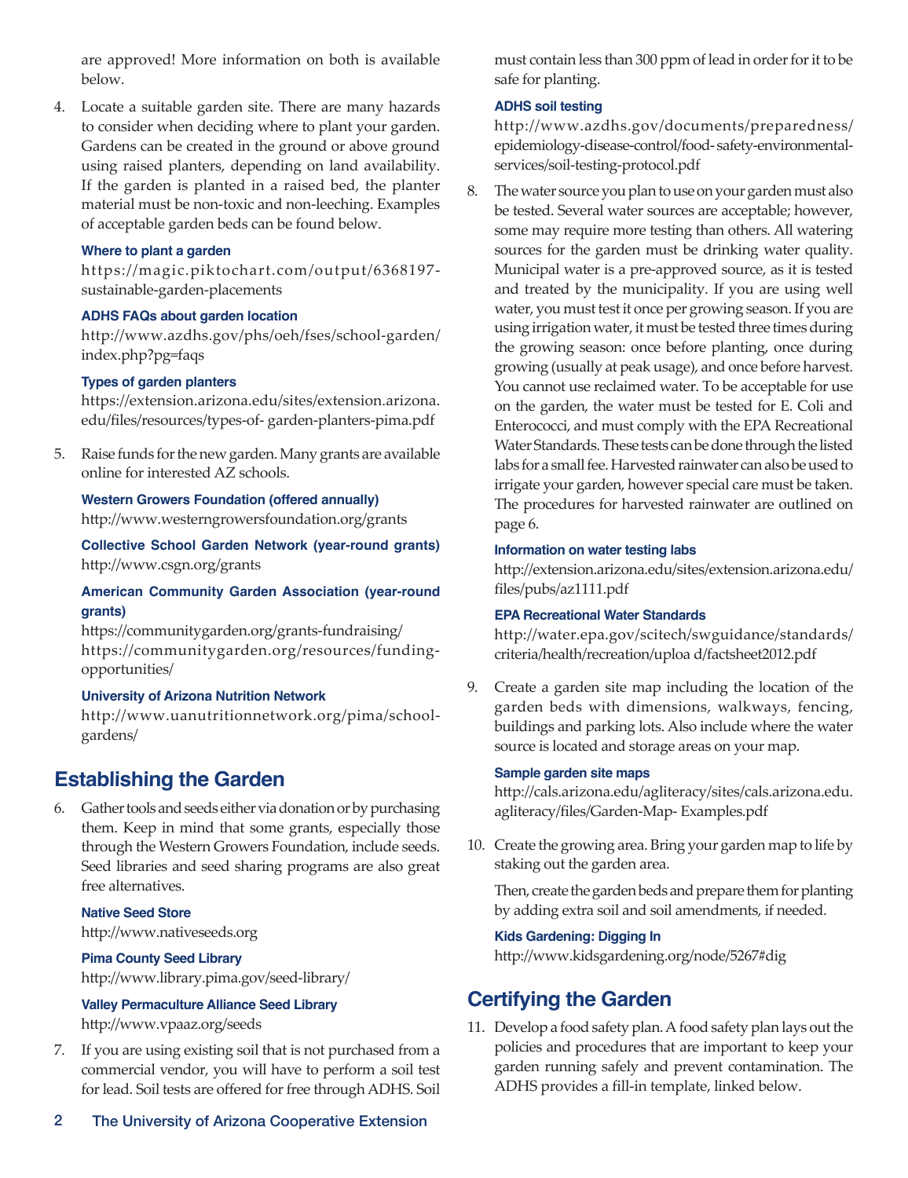are approved! More information on both is available below.

4. Locate a suitable garden site. There are many hazards to consider when deciding where to plant your garden. Gardens can be created in the ground or above ground using raised planters, depending on land availability. If the garden is planted in a raised bed, the planter material must be non-toxic and non-leeching. Examples of acceptable garden beds can be found below.

   **Where to plant a garden**
   https://magic.piktochart.com/output/6368197-sustainable-garden-placements

   **ADHS FAQs about garden location**
   http://www.azdhs.gov/phs/oeh/fses/school-garden/index.php?pg=faqs

   **Types of garden planters**
   https://extension.arizona.edu/sites/extension.arizona.edu/files/resources/types-of- garden-planters-pima.pdf

5. Raise funds for the new garden. Many grants are available online for interested AZ schools.

   **Western Growers Foundation (offered annually)**
   http://www.westerngrowersfoundation.org/grants

   **Collective School Garden Network (year-round grants)**
   http://www.csgn.org/grants

   **American Community Garden Association (year-round grants)**
   https://communitygarden.org/grants-fundraising/
   https://communitygarden.org/resources/funding-opportunities/

   **University of Arizona Nutrition Network**
   http://www.uanutritionnetwork.org/pima/school-gardens/

## Establishing the Garden

6. Gather tools and seeds either via donation or by purchasing them. Keep in mind that some grants, especially those through the Western Growers Foundation, include seeds. Seed libraries and seed sharing programs are also great free alternatives.

   **Native Seed Store**
   http://www.nativeseeds.org

   **Pima County Seed Library**
   http://www.library.pima.gov/seed-library/

   **Valley Permaculture Alliance Seed Library**
   http://www.vpaaz.org/seeds

7. If you are using existing soil that is not purchased from a commercial vendor, you will have to perform a soil test for lead. Soil tests are offered for free through ADHS. Soil must contain less than 300 ppm of lead in order for it to be safe for planting.

   **ADHS soil testing**
   http://www.azdhs.gov/documents/preparedness/epidemiology-disease-control/food- safety-environmental-services/soil-testing-protocol.pdf

8. The water source you plan to use on your garden must also be tested. Several water sources are acceptable; however, some may require more testing than others. All watering sources for the garden must be drinking water quality. Municipal water is a pre-approved source, as it is tested and treated by the municipality. If you are using well water, you must test it once per growing season. If you are using irrigation water, it must be tested three times during the growing season: once before planting, once during growing (usually at peak usage), and once before harvest. You cannot use reclaimed water. To be acceptable for use on the garden, the water must be tested for E. Coli and Enterococci, and must comply with the EPA Recreational Water Standards. These tests can be done through the listed labs for a small fee. Harvested rainwater can also be used to irrigate your garden, however special care must be taken. The procedures for harvested rainwater are outlined on page 6.

   **Information on water testing labs**
   http://extension.arizona.edu/sites/extension.arizona.edu/files/pubs/az1111.pdf

   **EPA Recreational Water Standards**
   http://water.epa.gov/scitech/swguidance/standards/criteria/health/recreation/uploa d/factsheet2012.pdf

9. Create a garden site map including the location of the garden beds with dimensions, walkways, fencing, buildings and parking lots. Also include where the water source is located and storage areas on your map.

   **Sample garden site maps**
   http://cals.arizona.edu/agliteracy/sites/cals.arizona.edu.agliteracy/files/Garden-Map- Examples.pdf

10. Create the growing area. Bring your garden map to life by staking out the garden area.

    Then, create the garden beds and prepare them for planting by adding extra soil and soil amendments, if needed.

    **Kids Gardening: Digging In**
    http://www.kidsgardening.org/node/5267#dig

## Certifying the Garden

11. Develop a food safety plan. A food safety plan lays out the policies and procedures that are important to keep your garden running safely and prevent contamination. The ADHS provides a fill-in template, linked below.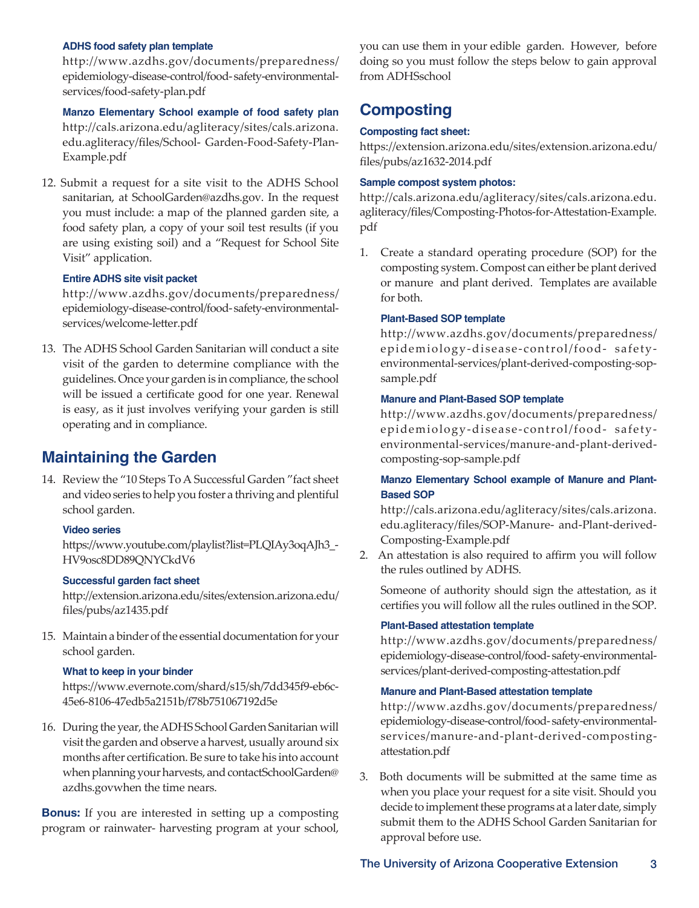**ADHS food safety plan template**

http://www.azdhs.gov/documents/preparedness/epidemiology-disease-control/food-safety-environmental-services/food-safety-plan.pdf

**Manzo Elementary School example of food safety plan**

http://cals.arizona.edu/agliteracy/sites/cals.arizona.edu.agliteracy/files/School- Garden-Food-Safety-Plan-Example.pdf

12. Submit a request for a site visit to the ADHS School sanitarian, at SchoolGarden@azdhs.gov. In the request you must include: a map of the planned garden site, a food safety plan, a copy of your soil test results (if you are using existing soil) and a "Request for School Site Visit" application.

**Entire ADHS site visit packet**

http://www.azdhs.gov/documents/preparedness/epidemiology-disease-control/food- safety-environmental-services/welcome-letter.pdf

13. The ADHS School Garden Sanitarian will conduct a site visit of the garden to determine compliance with the guidelines. Once your garden is in compliance, the school will be issued a certificate good for one year. Renewal is easy, as it just involves verifying your garden is still operating and in compliance.

## Maintaining the Garden

14. Review the "10 Steps To A Successful Garden "fact sheet and video series to help you foster a thriving and plentiful school garden.

**Video series**

https://www.youtube.com/playlist?list=PLQIAy3oqAJh3_-HV9osc8DD89QNYCkdV6

**Successful garden fact sheet**

http://extension.arizona.edu/sites/extension.arizona.edu/files/pubs/az1435.pdf

15. Maintain a binder of the essential documentation for your school garden.

**What to keep in your binder**

https://www.evernote.com/shard/s15/sh/7dd345f9-eb6c-45e6-8106-47edb5a2151b/f78b751067192d5e

16. During the year, the ADHS School Garden Sanitarian will visit the garden and observe a harvest, usually around six months after certification. Be sure to take his into account when planning your harvests, and contactSchoolGarden@azdhs.govwhen the time nears.

**Bonus:** If you are interested in setting up a composting program or rainwater- harvesting program at your school, you can use them in your edible garden. However, before doing so you must follow the steps below to gain approval from ADHSschool

## Composting

**Composting fact sheet:**

https://extension.arizona.edu/sites/extension.arizona.edu/files/pubs/az1632-2014.pdf

**Sample compost system photos:**

http://cals.arizona.edu/agliteracy/sites/cals.arizona.edu.agliteracy/files/Composting-Photos-for-Attestation-Example.pdf

1. Create a standard operating procedure (SOP) for the composting system. Compost can either be plant derived or manure and plant derived. Templates are available for both.

   **Plant-Based SOP template**

   http://www.azdhs.gov/documents/preparedness/epidemiology-disease-control/food- safety-environmental-services/plant-derived-composting-sop-sample.pdf

   **Manure and Plant-Based SOP template**

   http://www.azdhs.gov/documents/preparedness/epidemiology-disease-control/food- safety-environmental-services/manure-and-plant-derived-composting-sop-sample.pdf

   **Manzo Elementary School example of Manure and Plant-Based SOP**

   http://cals.arizona.edu/agliteracy/sites/cals.arizona.edu.agliteracy/files/SOP-Manure- and-Plant-derived-Composting-Example.pdf

2. An attestation is also required to affirm you will follow the rules outlined by ADHS.

   Someone of authority should sign the attestation, as it certifies you will follow all the rules outlined in the SOP.

   **Plant-Based attestation template**

   http://www.azdhs.gov/documents/preparedness/epidemiology-disease-control/food- safety-environmental-services/plant-derived-composting-attestation.pdf

   **Manure and Plant-Based attestation template**

   http://www.azdhs.gov/documents/preparedness/epidemiology-disease-control/food- safety-environmental-services/manure-and-plant-derived-composting-attestation.pdf

3. Both documents will be submitted at the same time as when you place your request for a site visit. Should you decide to implement these programs at a later date, simply submit them to the ADHS School Garden Sanitarian for approval before use.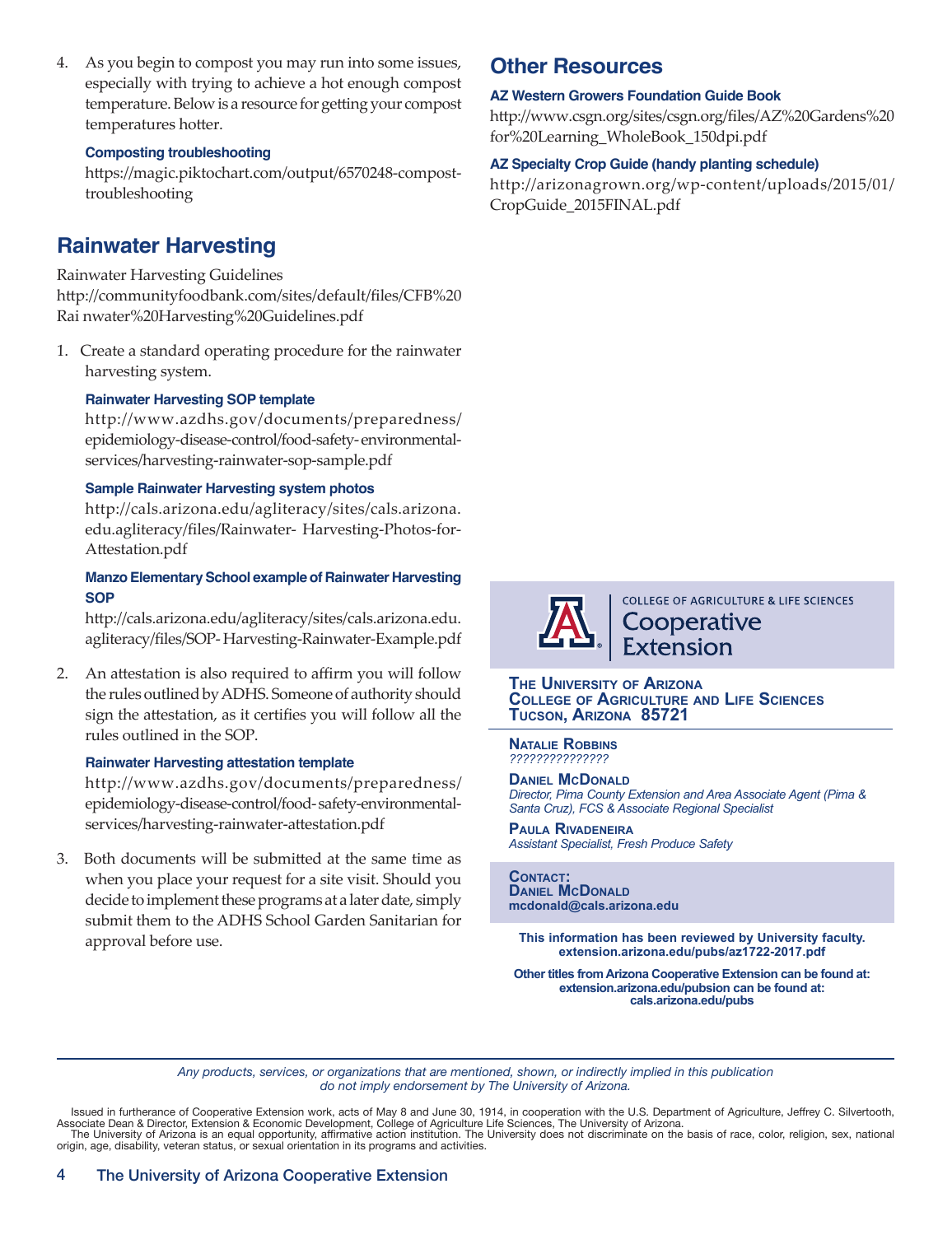4. As you begin to compost you may run into some issues, especially with trying to achieve a hot enough compost temperature. Below is a resource for getting your compost temperatures hotter.

   **Composting troubleshooting**

   https://magic.piktochart.com/output/6570248-compost-troubleshooting

## Rainwater Harvesting

Rainwater Harvesting Guidelines
http://communityfoodbank.com/sites/default/files/CFB%20Rai nwater%20Harvesting%20Guidelines.pdf

1. Create a standard operating procedure for the rainwater harvesting system.

   **Rainwater Harvesting SOP template**

   http://www.azdhs.gov/documents/preparedness/epidemiology-disease-control/food-safety-environmental-services/harvesting-rainwater-sop-sample.pdf

   **Sample Rainwater Harvesting system photos**

   http://cals.arizona.edu/agliteracy/sites/cals.arizona.edu.agliteracy/files/Rainwater- Harvesting-Photos-for-Attestation.pdf

   **Manzo Elementary School example of Rainwater Harvesting SOP**

   http://cals.arizona.edu/agliteracy/sites/cals.arizona.edu.agliteracy/files/SOP- Harvesting-Rainwater-Example.pdf

2. An attestation is also required to affirm you will follow the rules outlined by ADHS. Someone of authority should sign the attestation, as it certifies you will follow all the rules outlined in the SOP.

   **Rainwater Harvesting attestation template**

   http://www.azdhs.gov/documents/preparedness/epidemiology-disease-control/food- safety-environmental-services/harvesting-rainwater-attestation.pdf

3. Both documents will be submitted at the same time as when you place your request for a site visit. Should you decide to implement these programs at a later date, simply submit them to the ADHS School Garden Sanitarian for approval before use.

## Other Resources

**AZ Western Growers Foundation Guide Book**

http://www.csgn.org/sites/csgn.org/files/AZ%20Gardens%20for%20Learning_WholeBook_150dpi.pdf

**AZ Specialty Crop Guide (handy planting schedule)**

http://arizonagrown.org/wp-content/uploads/2015/01/CropGuide_2015FINAL.pdf

College of Agriculture & Life Sciences
Cooperative Extension

**The University of Arizona**
**College of Agriculture and Life Sciences**
**Tucson, Arizona 85721**

**Natalie Robbins**
*???????????????*

**Daniel McDonald**
*Director, Pima County Extension and Area Associate Agent (Pima & Santa Cruz), FCS & Associate Regional Specialist*

**Paula Rivadeneira**
*Assistant Specialist, Fresh Produce Safety*

**Contact:**
**Daniel McDonald**
**mcdonald@cals.arizona.edu**

**This information has been reviewed by University faculty.**
**extension.arizona.edu/pubs/az1722-2017.pdf**

**Other titles from Arizona Cooperative Extension can be found at:**
**extension.arizona.edu/pubsion can be found at:**
**cals.arizona.edu/pubs**

*Any products, services, or organizations that are mentioned, shown, or indirectly implied in this publication do not imply endorsement by The University of Arizona.*

Issued in furtherance of Cooperative Extension work, acts of May 8 and June 30, 1914, in cooperation with the U.S. Department of Agriculture, Jeffrey C. Silvertooth, Associate Dean & Director, Extension & Economic Development, College of Agriculture Life Sciences, The University of Arizona.
The University of Arizona is an equal opportunity, affirmative action institution. The University does not discriminate on the basis of race, color, religion, sex, national origin, age, disability, veteran status, or sexual orientation in its programs and activities.